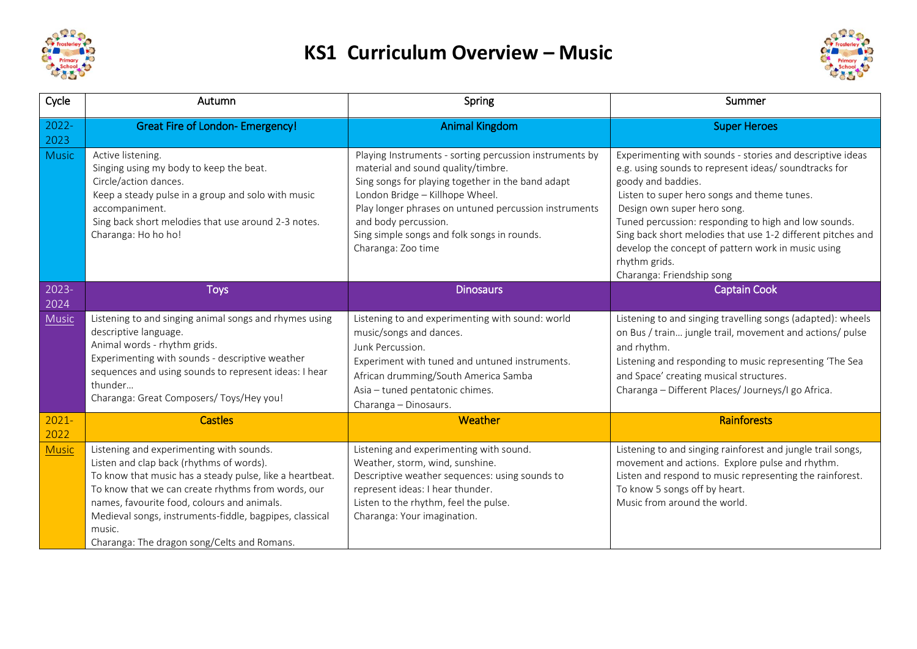# KS1 Curriculum Overview – Music

| Cycle | Autumn | Spring | Summer |
|---|---|---|---|
| 2022-2023 | **Great Fire of London- Emergency!** | **Animal Kingdom** | **Super Heroes** |
| Music | Active listening.<br>Singing using my body to keep the beat.<br>Circle/action dances.<br>Keep a steady pulse in a group and solo with music accompaniment.<br>Sing back short melodies that use around 2-3 notes.<br>Charanga: Ho ho ho! | Playing Instruments - sorting percussion instruments by material and sound quality/timbre.<br>Sing songs for playing together in the band adapt London Bridge – Killhope Wheel.<br>Play longer phrases on untuned percussion instruments and body percussion.<br>Sing simple songs and folk songs in rounds.<br>Charanga: Zoo time | Experimenting with sounds - stories and descriptive ideas e.g. using sounds to represent ideas/ soundtracks for goody and baddies.<br>Listen to super hero songs and theme tunes.<br>Design own super hero song.<br>Tuned percussion: responding to high and low sounds.<br>Sing back short melodies that use 1-2 different pitches and develop the concept of pattern work in music using rhythm grids.<br>Charanga: Friendship song |
| 2023-2024 | **Toys** | **Dinosaurs** | **Captain Cook** |
| Music | Listening to and singing animal songs and rhymes using descriptive language.<br>Animal words - rhythm grids.<br>Experimenting with sounds - descriptive weather sequences and using sounds to represent ideas: I hear thunder…<br>Charanga: Great Composers/ Toys/Hey you! | Listening to and experimenting with sound: world music/songs and dances.<br>Junk Percussion.<br>Experiment with tuned and untuned instruments.<br>African drumming/South America Samba<br>Asia – tuned pentatonic chimes.<br>Charanga – Dinosaurs. | Listening to and singing travelling songs (adapted): wheels on Bus / train… jungle trail, movement and actions/ pulse and rhythm.<br>Listening and responding to music representing 'The Sea and Space' creating musical structures.<br>Charanga – Different Places/ Journeys/I go Africa. |
| 2021-2022 | **Castles** | **Weather** | **Rainforests** |
| Music | Listening and experimenting with sounds.<br>Listen and clap back (rhythms of words).<br>To know that music has a steady pulse, like a heartbeat.<br>To know that we can create rhythms from words, our names, favourite food, colours and animals.<br>Medieval songs, instruments-fiddle, bagpipes, classical music.<br>Charanga: The dragon song/Celts and Romans. | Listening and experimenting with sound.<br>Weather, storm, wind, sunshine.<br>Descriptive weather sequences: using sounds to represent ideas: I hear thunder.<br>Listen to the rhythm, feel the pulse.<br>Charanga: Your imagination. | Listening to and singing rainforest and jungle trail songs, movement and actions. Explore pulse and rhythm.<br>Listen and respond to music representing the rainforest.<br>To know 5 songs off by heart.<br>Music from around the world. |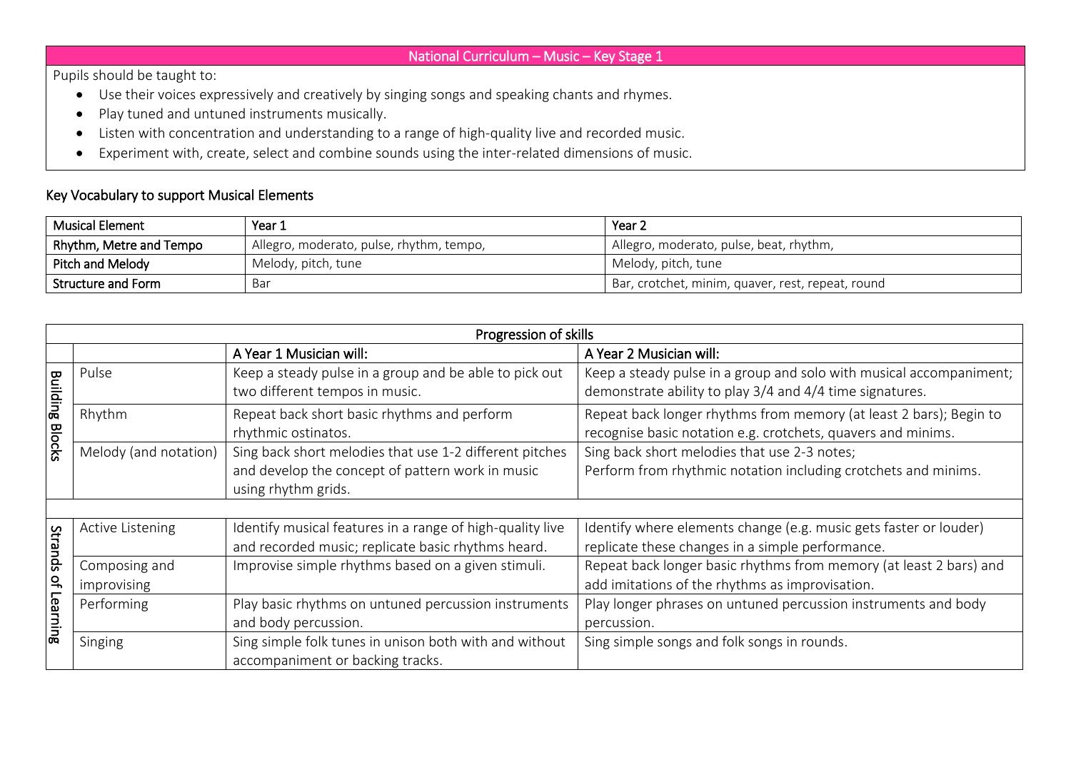## National Curriculum – Music – Key Stage 1

Pupils should be taught to:

- Use their voices expressively and creatively by singing songs and speaking chants and rhymes.
- Play tuned and untuned instruments musically.
- Listen with concentration and understanding to a range of high-quality live and recorded music.
- Experiment with, create, select and combine sounds using the inter-related dimensions of music.

### Key Vocabulary to support Musical Elements

| Musical Element | Year 1 | Year 2 |
|---|---|---|
| Rhythm, Metre and Tempo | Allegro, moderato, pulse, rhythm, tempo, | Allegro, moderato, pulse, beat, rhythm, |
| Pitch and Melody | Melody, pitch, tune | Melody, pitch, tune |
| Structure and Form | Bar | Bar, crotchet, minim, quaver, rest, repeat, round |

### Progression of skills

| | | A Year 1 Musician will: | A Year 2 Musician will: |
|---|---|---|---|
| Building Blocks | Pulse | Keep a steady pulse in a group and be able to pick out two different tempos in music. | Keep a steady pulse in a group and solo with musical accompaniment; demonstrate ability to play 3/4 and 4/4 time signatures. |
| | Rhythm | Repeat back short basic rhythms and perform rhythmic ostinatos. | Repeat back longer rhythms from memory (at least 2 bars); Begin to recognise basic notation e.g. crotchets, quavers and minims. |
| | Melody (and notation) | Sing back short melodies that use 1-2 different pitches and develop the concept of pattern work in music using rhythm grids. | Sing back short melodies that use 2-3 notes; Perform from rhythmic notation including crotchets and minims. |
| Strands of Learning | Active Listening | Identify musical features in a range of high-quality live and recorded music; replicate basic rhythms heard. | Identify where elements change (e.g. music gets faster or louder) replicate these changes in a simple performance. |
| | Composing and improvising | Improvise simple rhythms based on a given stimuli. | Repeat back longer basic rhythms from memory (at least 2 bars) and add imitations of the rhythms as improvisation. |
| | Performing | Play basic rhythms on untuned percussion instruments and body percussion. | Play longer phrases on untuned percussion instruments and body percussion. |
| | Singing | Sing simple folk tunes in unison both with and without accompaniment or backing tracks. | Sing simple songs and folk songs in rounds. |